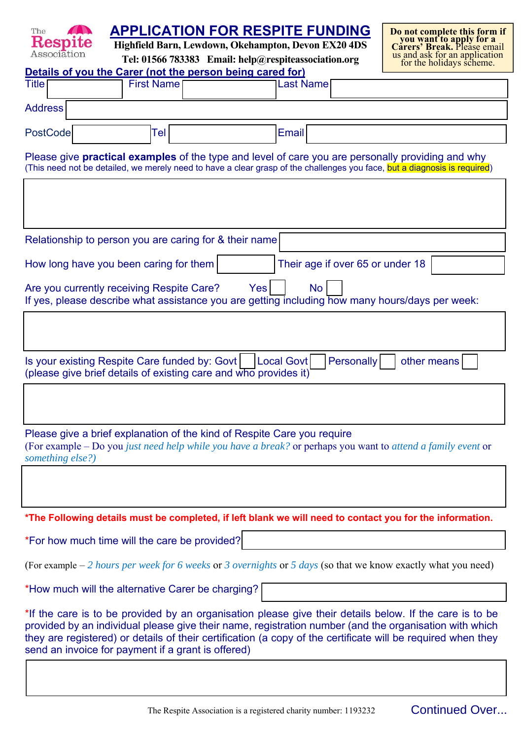The Respite Association

# APPLICATION FOR RESPITE FUNDING

**Highfield Barn, Lewdown, Okehampton, Devon EX20 4DS**

**Tel: 01566 783383 Email: help@respiteassociation.org**

**Do not complete this form if you want to apply for a Carers' Break.** Please email us and ask for an application for the holidays scheme.

## Details of you the Carer (not the person being cared for)

Title ________ First Name ________ Last Name ________

Address ________

PostCode ________ Tel ________ Email ________

Please give **practical examples** of the type and level of care you are personally providing and why
(This need not be detailed, we merely need to have a clear grasp of the challenges you face, but a diagnosis is required)

________

Relationship to person you are caring for & their name ________

How long have you been caring for them ________ Their age if over 65 or under 18 ________

Are you currently receiving Respite Care? Yes ☐ No ☐
If yes, please describe what assistance you are getting including how many hours/days per week:

________

Is your existing Respite Care funded by: Govt ☐ Local Govt ☐ Personally ☐ other means ☐
(please give brief details of existing care and who provides it)

________

Please give a brief explanation of the kind of Respite Care you require
(For example – Do you *just need help while you have a break?* or perhaps you want to *attend a family event* or *something else?)*

________

***The Following details must be completed, if left blank we will need to contact you for the information.**

*For how much time will the care be provided? ________

(For example – *2 hours per week for 6 weeks* or *3 overnights* or *5 days* (so that we know exactly what you need)

*How much will the alternative Carer be charging? ________

*If the care is to be provided by an organisation please give their details below. If the care is to be provided by an individual please give their name, registration number (and the organisation with which they are registered) or details of their certification (a copy of the certificate will be required when they send an invoice for payment if a grant is offered)

________

The Respite Association is a registered charity number: 1193232

Continued Over...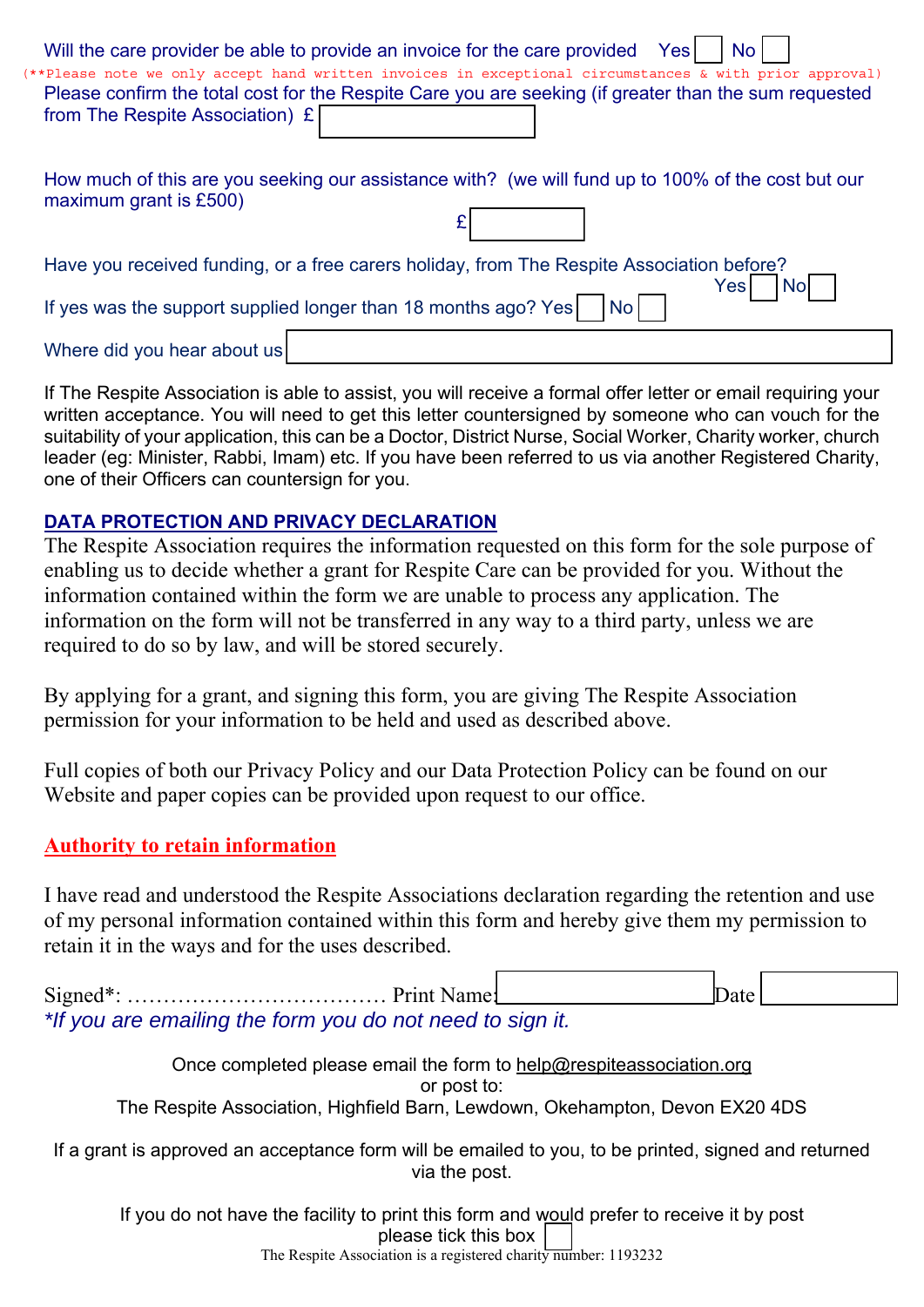Will the care provider be able to provide an invoice for the care provided Yes ☐ No ☐

(**Please note we only accept hand written invoices in exceptional circumstances & with prior approval)

Please confirm the total cost for the Respite Care you are seeking (if greater than the sum requested from The Respite Association) £ ☐

How much of this are you seeking our assistance with? (we will fund up to 100% of the cost but our maximum grant is £500)

£ ☐

Have you received funding, or a free carers holiday, from The Respite Association before? Yes ☐ No ☐

If yes was the support supplied longer than 18 months ago? Yes ☐ No ☐

Where did you hear about us ☐

If The Respite Association is able to assist, you will receive a formal offer letter or email requiring your written acceptance. You will need to get this letter countersigned by someone who can vouch for the suitability of your application, this can be a Doctor, District Nurse, Social Worker, Charity worker, church leader (eg: Minister, Rabbi, Imam) etc. If you have been referred to us via another Registered Charity, one of their Officers can countersign for you.

## DATA PROTECTION AND PRIVACY DECLARATION

The Respite Association requires the information requested on this form for the sole purpose of enabling us to decide whether a grant for Respite Care can be provided for you. Without the information contained within the form we are unable to process any application. The information on the form will not be transferred in any way to a third party, unless we are required to do so by law, and will be stored securely.

By applying for a grant, and signing this form, you are giving The Respite Association permission for your information to be held and used as described above.

Full copies of both our Privacy Policy and our Data Protection Policy can be found on our Website and paper copies can be provided upon request to our office.

## Authority to retain information

I have read and understood the Respite Associations declaration regarding the retention and use of my personal information contained within this form and hereby give them my permission to retain it in the ways and for the uses described.

Signed*: ……………………………… Print Name: ☐ Date ☐

*If you are emailing the form you do not need to sign it.*

Once completed please email the form to help@respiteassociation.org
or post to:
The Respite Association, Highfield Barn, Lewdown, Okehampton, Devon EX20 4DS

If a grant is approved an acceptance form will be emailed to you, to be printed, signed and returned via the post.

If you do not have the facility to print this form and would prefer to receive it by post please tick this box ☐

The Respite Association is a registered charity number: 1193232